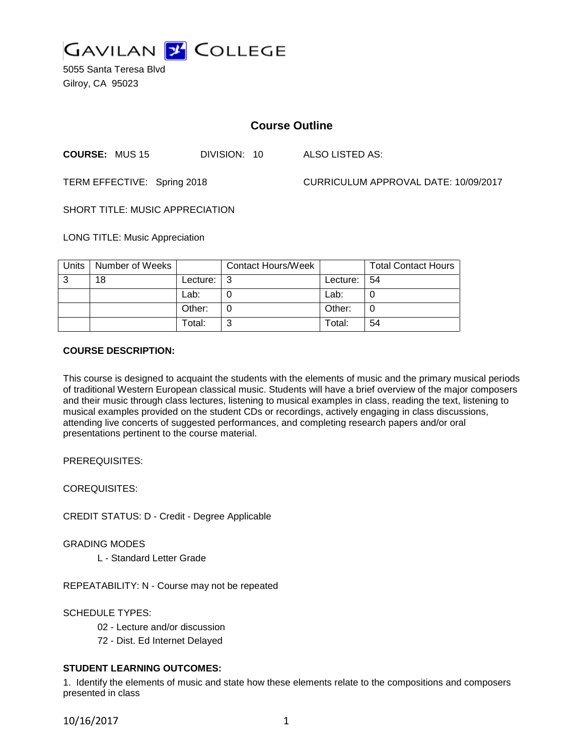GAVILAN COLLEGE

5055 Santa Teresa Blvd
Gilroy, CA 95023

# Course Outline

**COURSE:** MUS 15 DIVISION: 10 ALSO LISTED AS:

TERM EFFECTIVE: Spring 2018 CURRICULUM APPROVAL DATE: 10/09/2017

SHORT TITLE: MUSIC APPRECIATION

LONG TITLE: Music Appreciation

| Units | Number of Weeks | | Contact Hours/Week | | Total Contact Hours |
|---|---|---|---|---|---|
| 3 | 18 | Lecture: | 3 | Lecture: | 54 |
| | | Lab: | 0 | Lab: | 0 |
| | | Other: | 0 | Other: | 0 |
| | | Total: | 3 | Total: | 54 |

**COURSE DESCRIPTION:**

This course is designed to acquaint the students with the elements of music and the primary musical periods of traditional Western European classical music. Students will have a brief overview of the major composers and their music through class lectures, listening to musical examples in class, reading the text, listening to musical examples provided on the student CDs or recordings, actively engaging in class discussions, attending live concerts of suggested performances, and completing research papers and/or oral presentations pertinent to the course material.

PREREQUISITES:

COREQUISITES:

CREDIT STATUS: D - Credit - Degree Applicable

GRADING MODES

L - Standard Letter Grade

REPEATABILITY: N - Course may not be repeated

SCHEDULE TYPES:

02 - Lecture and/or discussion

72 - Dist. Ed Internet Delayed

**STUDENT LEARNING OUTCOMES:**

1. Identify the elements of music and state how these elements relate to the compositions and composers presented in class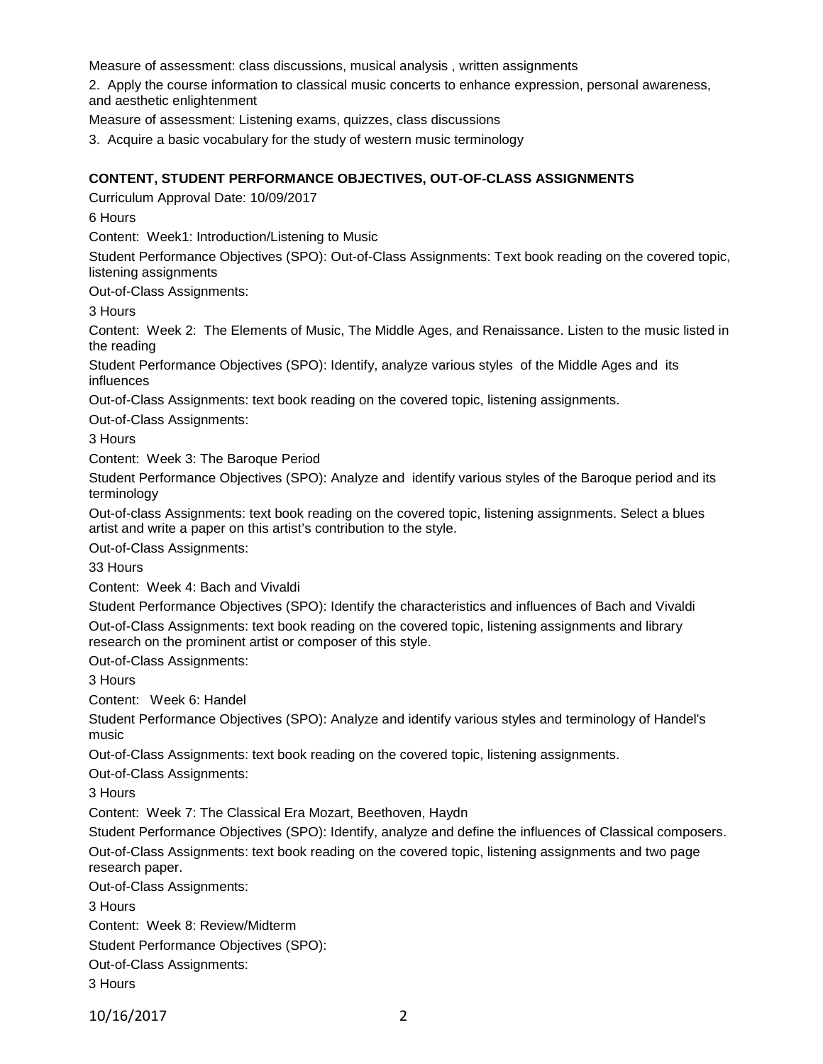Measure of assessment: class discussions, musical analysis , written assignments

2. Apply the course information to classical music concerts to enhance expression, personal awareness, and aesthetic enlightenment

Measure of assessment: Listening exams, quizzes, class discussions

3. Acquire a basic vocabulary for the study of western music terminology

**CONTENT, STUDENT PERFORMANCE OBJECTIVES, OUT-OF-CLASS ASSIGNMENTS**

Curriculum Approval Date: 10/09/2017

6 Hours

Content: Week1: Introduction/Listening to Music

Student Performance Objectives (SPO): Out-of-Class Assignments: Text book reading on the covered topic, listening assignments

Out-of-Class Assignments:

3 Hours

Content: Week 2: The Elements of Music, The Middle Ages, and Renaissance. Listen to the music listed in the reading

Student Performance Objectives (SPO): Identify, analyze various styles of the Middle Ages and its influences

Out-of-Class Assignments: text book reading on the covered topic, listening assignments.

Out-of-Class Assignments:

3 Hours

Content: Week 3: The Baroque Period

Student Performance Objectives (SPO): Analyze and identify various styles of the Baroque period and its terminology

Out-of-class Assignments: text book reading on the covered topic, listening assignments. Select a blues artist and write a paper on this artist's contribution to the style.

Out-of-Class Assignments:

33 Hours

Content: Week 4: Bach and Vivaldi

Student Performance Objectives (SPO): Identify the characteristics and influences of Bach and Vivaldi

Out-of-Class Assignments: text book reading on the covered topic, listening assignments and library research on the prominent artist or composer of this style.

Out-of-Class Assignments:

3 Hours

Content: Week 6: Handel

Student Performance Objectives (SPO): Analyze and identify various styles and terminology of Handel's music

Out-of-Class Assignments: text book reading on the covered topic, listening assignments.

Out-of-Class Assignments:

3 Hours

Content: Week 7: The Classical Era Mozart, Beethoven, Haydn

Student Performance Objectives (SPO): Identify, analyze and define the influences of Classical composers.

Out-of-Class Assignments: text book reading on the covered topic, listening assignments and two page research paper.

Out-of-Class Assignments:

3 Hours

Content: Week 8: Review/Midterm

Student Performance Objectives (SPO):

Out-of-Class Assignments:

3 Hours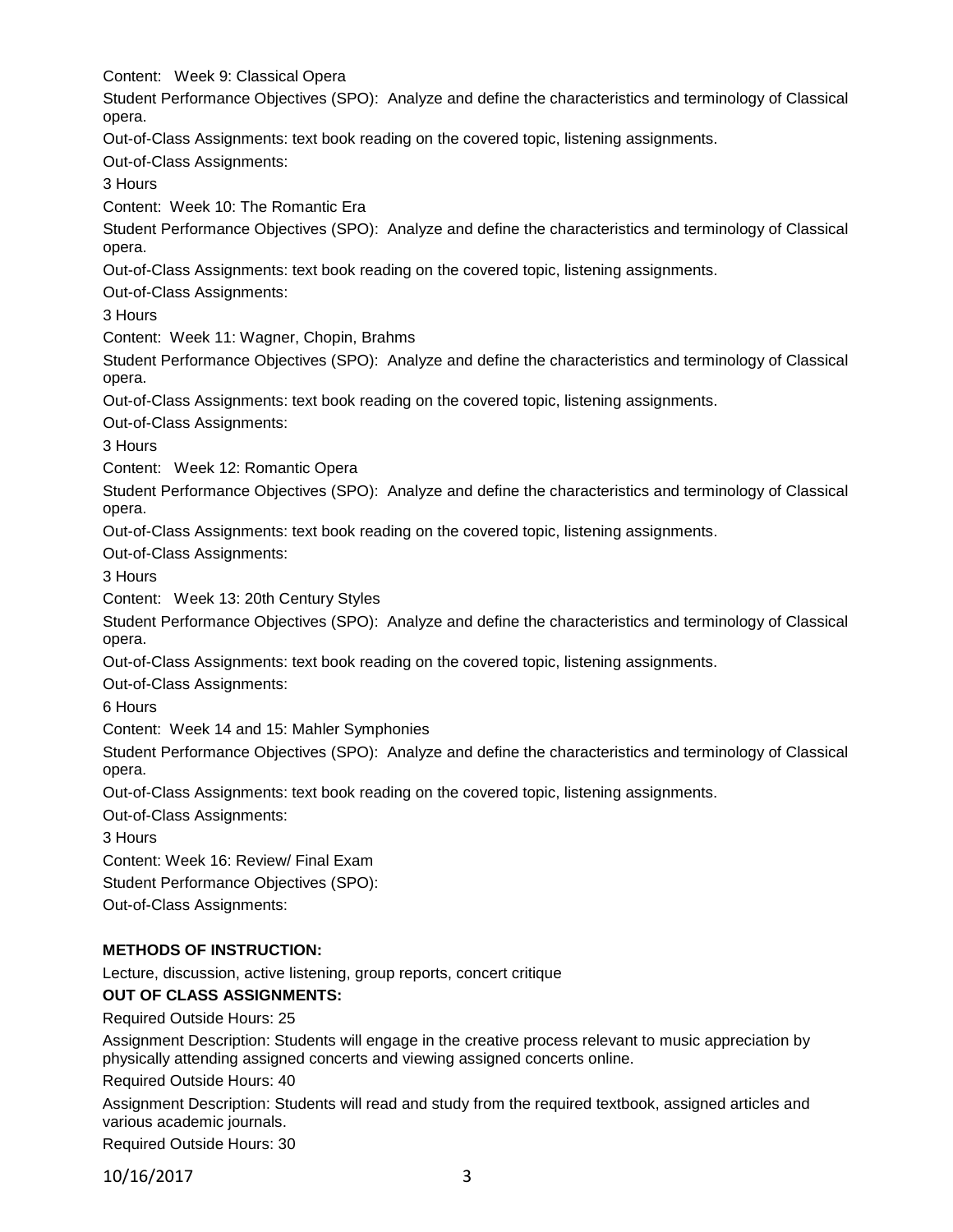Content: Week 9: Classical Opera

Student Performance Objectives (SPO): Analyze and define the characteristics and terminology of Classical opera.

Out-of-Class Assignments: text book reading on the covered topic, listening assignments.

Out-of-Class Assignments:

3 Hours

Content: Week 10: The Romantic Era

Student Performance Objectives (SPO): Analyze and define the characteristics and terminology of Classical opera.

Out-of-Class Assignments: text book reading on the covered topic, listening assignments.

Out-of-Class Assignments:

3 Hours

Content: Week 11: Wagner, Chopin, Brahms

Student Performance Objectives (SPO): Analyze and define the characteristics and terminology of Classical opera.

Out-of-Class Assignments: text book reading on the covered topic, listening assignments.

Out-of-Class Assignments:

3 Hours

Content: Week 12: Romantic Opera

Student Performance Objectives (SPO): Analyze and define the characteristics and terminology of Classical opera.

Out-of-Class Assignments: text book reading on the covered topic, listening assignments.

Out-of-Class Assignments:

3 Hours

Content: Week 13: 20th Century Styles

Student Performance Objectives (SPO): Analyze and define the characteristics and terminology of Classical opera.

Out-of-Class Assignments: text book reading on the covered topic, listening assignments.

Out-of-Class Assignments:

6 Hours

Content: Week 14 and 15: Mahler Symphonies

Student Performance Objectives (SPO): Analyze and define the characteristics and terminology of Classical opera.

Out-of-Class Assignments: text book reading on the covered topic, listening assignments.

Out-of-Class Assignments:

3 Hours

Content: Week 16: Review/ Final Exam

Student Performance Objectives (SPO):

Out-of-Class Assignments:

**METHODS OF INSTRUCTION:**

Lecture, discussion, active listening, group reports, concert critique

**OUT OF CLASS ASSIGNMENTS:**

Required Outside Hours: 25

Assignment Description: Students will engage in the creative process relevant to music appreciation by physically attending assigned concerts and viewing assigned concerts online.

Required Outside Hours: 40

Assignment Description: Students will read and study from the required textbook, assigned articles and various academic journals.

Required Outside Hours: 30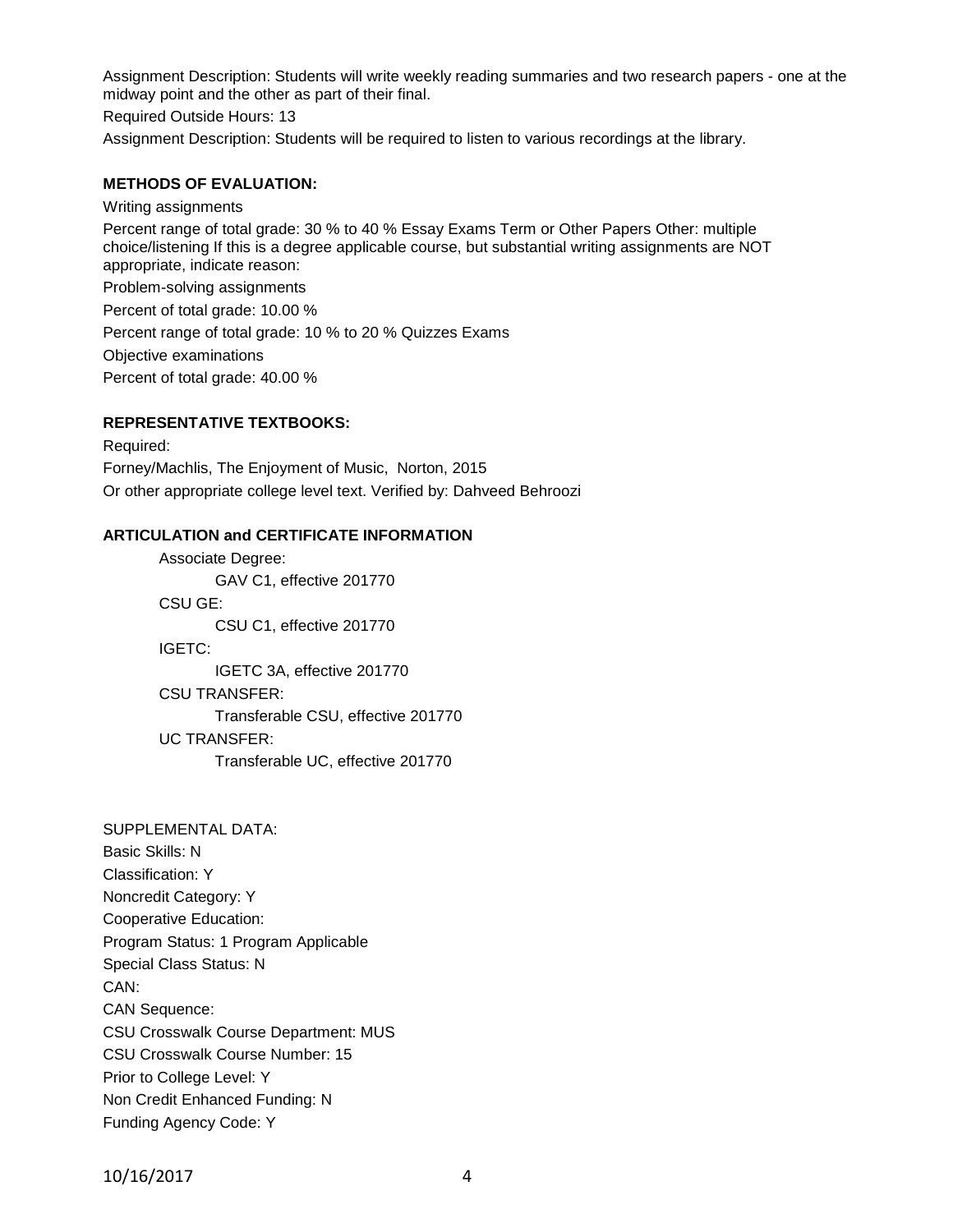Assignment Description: Students will write weekly reading summaries and two research papers - one at the midway point and the other as part of their final.

Required Outside Hours: 13

Assignment Description: Students will be required to listen to various recordings at the library.

**METHODS OF EVALUATION:**

Writing assignments

Percent range of total grade: 30 % to 40 % Essay Exams Term or Other Papers Other: multiple choice/listening If this is a degree applicable course, but substantial writing assignments are NOT appropriate, indicate reason:

Problem-solving assignments

Percent of total grade: 10.00 %

Percent range of total grade: 10 % to 20 % Quizzes Exams

Objective examinations

Percent of total grade: 40.00 %

**REPRESENTATIVE TEXTBOOKS:**

Required:

Forney/Machlis, The Enjoyment of Music, Norton, 2015

Or other appropriate college level text. Verified by: Dahveed Behroozi

**ARTICULATION and CERTIFICATE INFORMATION**

Associate Degree:
- GAV C1, effective 201770

CSU GE:
- CSU C1, effective 201770

IGETC:
- IGETC 3A, effective 201770

CSU TRANSFER:
- Transferable CSU, effective 201770

UC TRANSFER:
- Transferable UC, effective 201770

SUPPLEMENTAL DATA:

Basic Skills: N

Classification: Y

Noncredit Category: Y

Cooperative Education:

Program Status: 1 Program Applicable

Special Class Status: N

CAN:

CAN Sequence:

CSU Crosswalk Course Department: MUS

CSU Crosswalk Course Number: 15

Prior to College Level: Y

Non Credit Enhanced Funding: N

Funding Agency Code: Y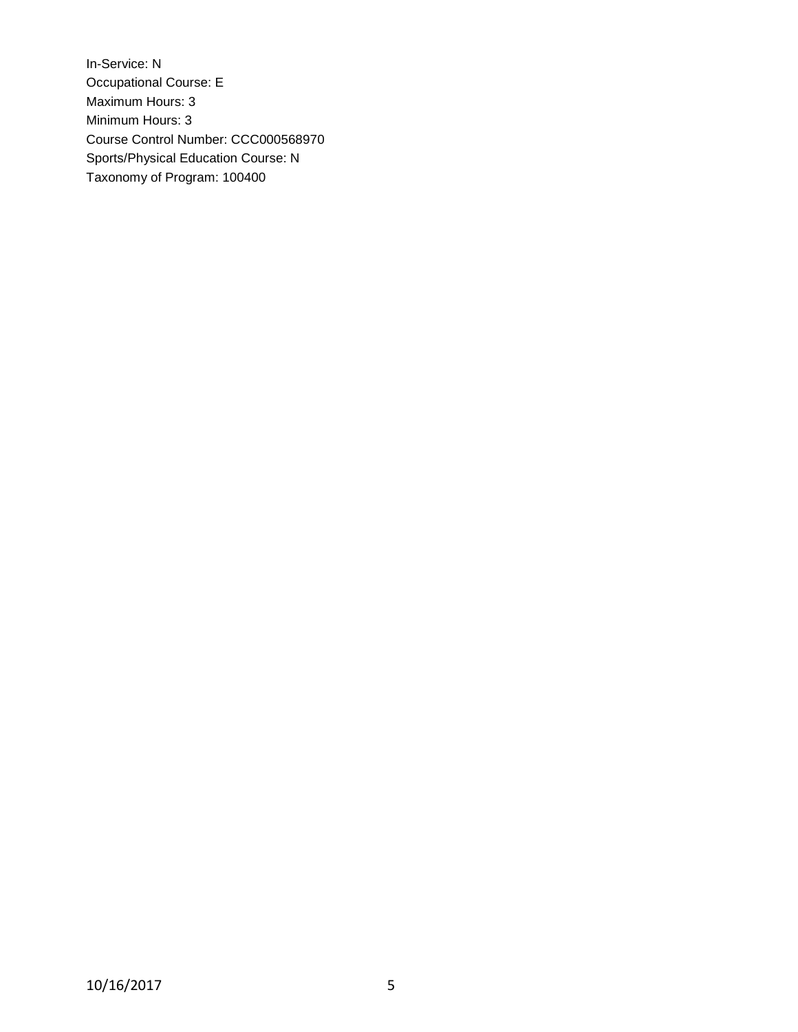In-Service: N
Occupational Course: E
Maximum Hours: 3
Minimum Hours: 3
Course Control Number: CCC000568970
Sports/Physical Education Course: N
Taxonomy of Program: 100400